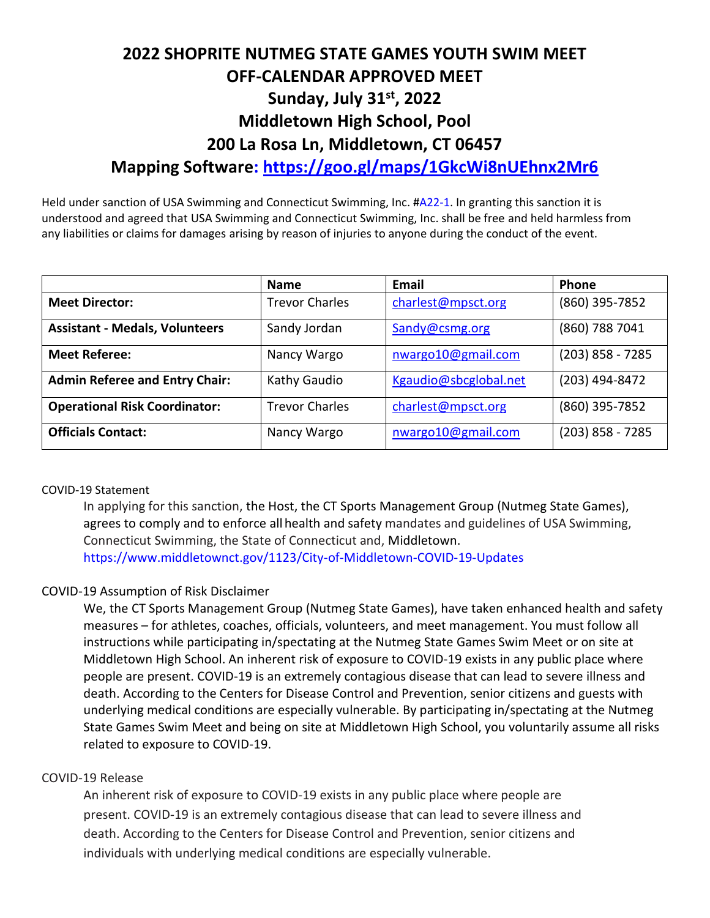# 2022 SHOPRITE NUTMEG STATE GAMES YOUTH SWIM MEET
# OFF-CALENDAR APPROVED MEET
# Sunday, July 31st, 2022
# Middletown High School, Pool
# 200 La Rosa Ln, Middletown, CT 06457
# Mapping Software: https://goo.gl/maps/1GkcWi8nUEhnx2Mr6

Held under sanction of USA Swimming and Connecticut Swimming, Inc. #A22-1. In granting this sanction it is understood and agreed that USA Swimming and Connecticut Swimming, Inc. shall be free and held harmless from any liabilities or claims for damages arising by reason of injuries to anyone during the conduct of the event.

| | Name | Email | Phone |
|---|---|---|---|
| **Meet Director:** | Trevor Charles | charlest@mpsct.org | (860) 395-7852 |
| **Assistant - Medals, Volunteers** | Sandy Jordan | Sandy@csmg.org | (860) 788 7041 |
| **Meet Referee:** | Nancy Wargo | nwargo10@gmail.com | (203) 858 - 7285 |
| **Admin Referee and Entry Chair:** | Kathy Gaudio | Kgaudio@sbcglobal.net | (203) 494-8472 |
| **Operational Risk Coordinator:** | Trevor Charles | charlest@mpsct.org | (860) 395-7852 |
| **Officials Contact:** | Nancy Wargo | nwargo10@gmail.com | (203) 858 - 7285 |

COVID-19 Statement

In applying for this sanction, the Host, the CT Sports Management Group (Nutmeg State Games), agrees to comply and to enforce all health and safety mandates and guidelines of USA Swimming, Connecticut Swimming, the State of Connecticut and, Middletown. https://www.middletownct.gov/1123/City-of-Middletown-COVID-19-Updates

COVID-19 Assumption of Risk Disclaimer

We, the CT Sports Management Group (Nutmeg State Games), have taken enhanced health and safety measures – for athletes, coaches, officials, volunteers, and meet management. You must follow all instructions while participating in/spectating at the Nutmeg State Games Swim Meet or on site at Middletown High School. An inherent risk of exposure to COVID-19 exists in any public place where people are present. COVID-19 is an extremely contagious disease that can lead to severe illness and death. According to the Centers for Disease Control and Prevention, senior citizens and guests with underlying medical conditions are especially vulnerable. By participating in/spectating at the Nutmeg State Games Swim Meet and being on site at Middletown High School, you voluntarily assume all risks related to exposure to COVID-19.

COVID-19 Release

An inherent risk of exposure to COVID-19 exists in any public place where people are present. COVID-19 is an extremely contagious disease that can lead to severe illness and death. According to the Centers for Disease Control and Prevention, senior citizens and individuals with underlying medical conditions are especially vulnerable.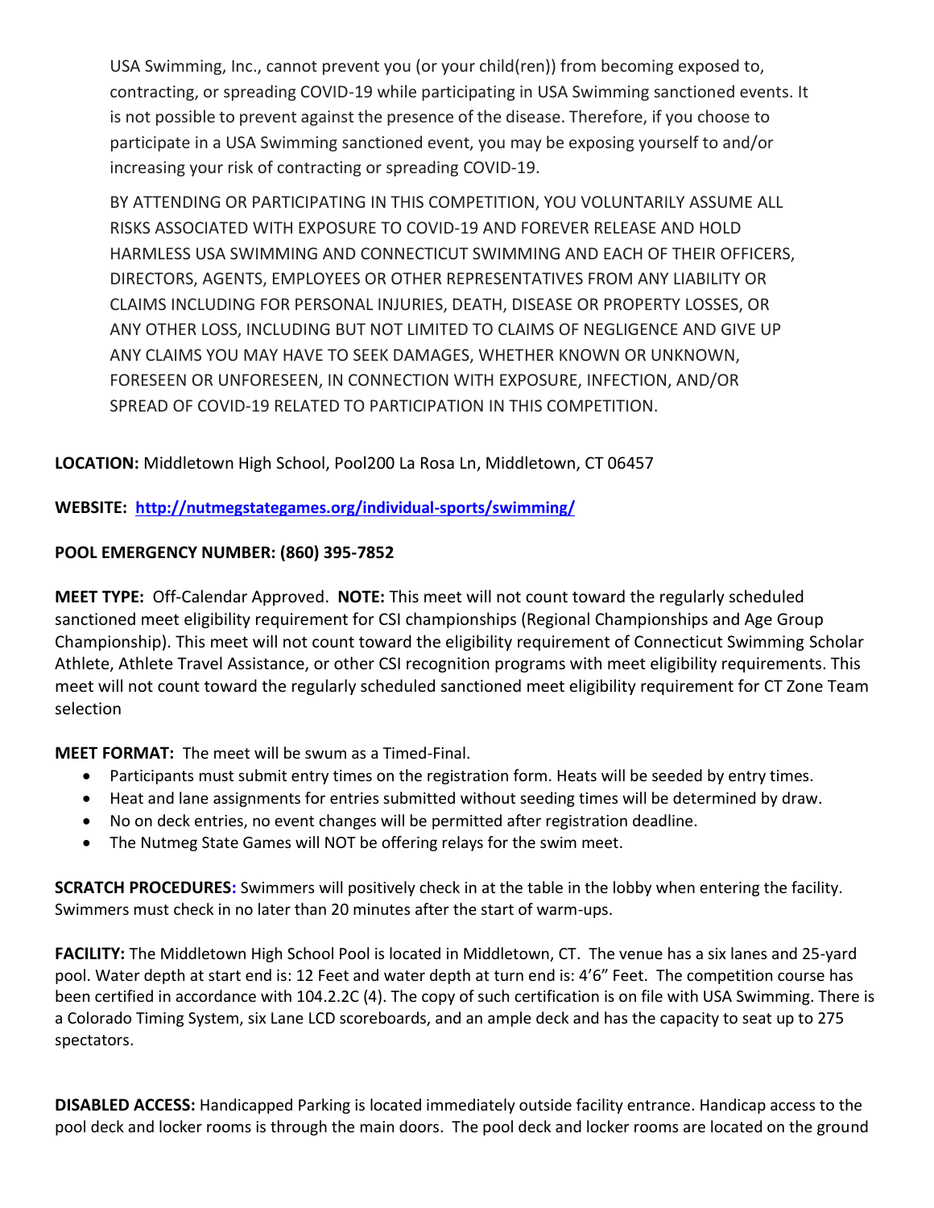USA Swimming, Inc., cannot prevent you (or your child(ren)) from becoming exposed to, contracting, or spreading COVID-19 while participating in USA Swimming sanctioned events. It is not possible to prevent against the presence of the disease. Therefore, if you choose to participate in a USA Swimming sanctioned event, you may be exposing yourself to and/or increasing your risk of contracting or spreading COVID-19.

BY ATTENDING OR PARTICIPATING IN THIS COMPETITION, YOU VOLUNTARILY ASSUME ALL RISKS ASSOCIATED WITH EXPOSURE TO COVID-19 AND FOREVER RELEASE AND HOLD HARMLESS USA SWIMMING AND CONNECTICUT SWIMMING AND EACH OF THEIR OFFICERS, DIRECTORS, AGENTS, EMPLOYEES OR OTHER REPRESENTATIVES FROM ANY LIABILITY OR CLAIMS INCLUDING FOR PERSONAL INJURIES, DEATH, DISEASE OR PROPERTY LOSSES, OR ANY OTHER LOSS, INCLUDING BUT NOT LIMITED TO CLAIMS OF NEGLIGENCE AND GIVE UP ANY CLAIMS YOU MAY HAVE TO SEEK DAMAGES, WHETHER KNOWN OR UNKNOWN, FORESEEN OR UNFORESEEN, IN CONNECTION WITH EXPOSURE, INFECTION, AND/OR SPREAD OF COVID-19 RELATED TO PARTICIPATION IN THIS COMPETITION.

**LOCATION:** Middletown High School, Pool200 La Rosa Ln, Middletown, CT 06457

**WEBSITE:** **http://nutmegstategames.org/individual-sports/swimming/**

**POOL EMERGENCY NUMBER: (860) 395-7852**

**MEET TYPE:** Off-Calendar Approved. **NOTE:** This meet will not count toward the regularly scheduled sanctioned meet eligibility requirement for CSI championships (Regional Championships and Age Group Championship). This meet will not count toward the eligibility requirement of Connecticut Swimming Scholar Athlete, Athlete Travel Assistance, or other CSI recognition programs with meet eligibility requirements. This meet will not count toward the regularly scheduled sanctioned meet eligibility requirement for CT Zone Team selection

**MEET FORMAT:** The meet will be swum as a Timed-Final.

- Participants must submit entry times on the registration form. Heats will be seeded by entry times.
- Heat and lane assignments for entries submitted without seeding times will be determined by draw.
- No on deck entries, no event changes will be permitted after registration deadline.
- The Nutmeg State Games will NOT be offering relays for the swim meet.

**SCRATCH PROCEDURES:** Swimmers will positively check in at the table in the lobby when entering the facility. Swimmers must check in no later than 20 minutes after the start of warm-ups.

**FACILITY:** The Middletown High School Pool is located in Middletown, CT. The venue has a six lanes and 25-yard pool. Water depth at start end is: 12 Feet and water depth at turn end is: 4'6" Feet. The competition course has been certified in accordance with 104.2.2C (4). The copy of such certification is on file with USA Swimming. There is a Colorado Timing System, six Lane LCD scoreboards, and an ample deck and has the capacity to seat up to 275 spectators.

**DISABLED ACCESS:** Handicapped Parking is located immediately outside facility entrance. Handicap access to the pool deck and locker rooms is through the main doors. The pool deck and locker rooms are located on the ground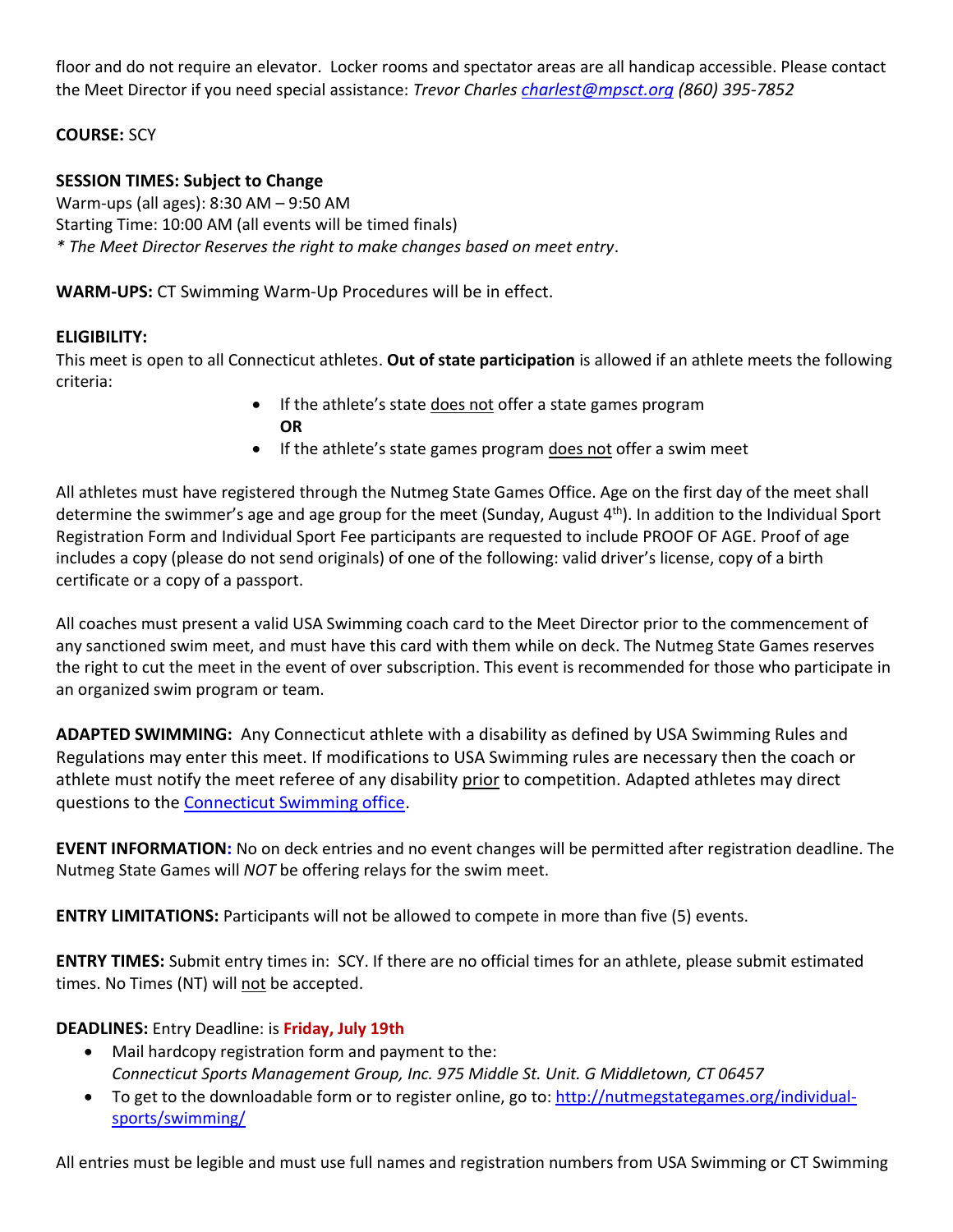floor and do not require an elevator. Locker rooms and spectator areas are all handicap accessible. Please contact the Meet Director if you need special assistance: *Trevor Charles [charlest@mpsct.org](mailto:charlest@mpsct.org) (860) 395-7852*

**COURSE:** SCY

**SESSION TIMES: Subject to Change**
Warm-ups (all ages): 8:30 AM – 9:50 AM
Starting Time: 10:00 AM (all events will be timed finals)
*\* The Meet Director Reserves the right to make changes based on meet entry*.

**WARM-UPS:** CT Swimming Warm-Up Procedures will be in effect.

**ELIGIBILITY:**
This meet is open to all Connecticut athletes. **Out of state participation** is allowed if an athlete meets the following criteria:

- If the athlete's state does not offer a state games program
  **OR**
- If the athlete's state games program does not offer a swim meet

All athletes must have registered through the Nutmeg State Games Office. Age on the first day of the meet shall determine the swimmer's age and age group for the meet (Sunday, August 4th). In addition to the Individual Sport Registration Form and Individual Sport Fee participants are requested to include PROOF OF AGE. Proof of age includes a copy (please do not send originals) of one of the following: valid driver's license, copy of a birth certificate or a copy of a passport.

All coaches must present a valid USA Swimming coach card to the Meet Director prior to the commencement of any sanctioned swim meet, and must have this card with them while on deck. The Nutmeg State Games reserves the right to cut the meet in the event of over subscription. This event is recommended for those who participate in an organized swim program or team.

**ADAPTED SWIMMING:** Any Connecticut athlete with a disability as defined by USA Swimming Rules and Regulations may enter this meet. If modifications to USA Swimming rules are necessary then the coach or athlete must notify the meet referee of any disability prior to competition. Adapted athletes may direct questions to the Connecticut Swimming office.

**EVENT INFORMATION:** No on deck entries and no event changes will be permitted after registration deadline. The Nutmeg State Games will *NOT* be offering relays for the swim meet.

**ENTRY LIMITATIONS:** Participants will not be allowed to compete in more than five (5) events.

**ENTRY TIMES:** Submit entry times in: SCY. If there are no official times for an athlete, please submit estimated times. No Times (NT) will not be accepted.

**DEADLINES:** Entry Deadline: is **Friday, July 19th**

- Mail hardcopy registration form and payment to the:
  *Connecticut Sports Management Group, Inc. 975 Middle St. Unit. G Middletown, CT 06457*
- To get to the downloadable form or to register online, go to: [http://nutmegstategames.org/individual-sports/swimming/](http://nutmegstategames.org/individual-sports/swimming/)

All entries must be legible and must use full names and registration numbers from USA Swimming or CT Swimming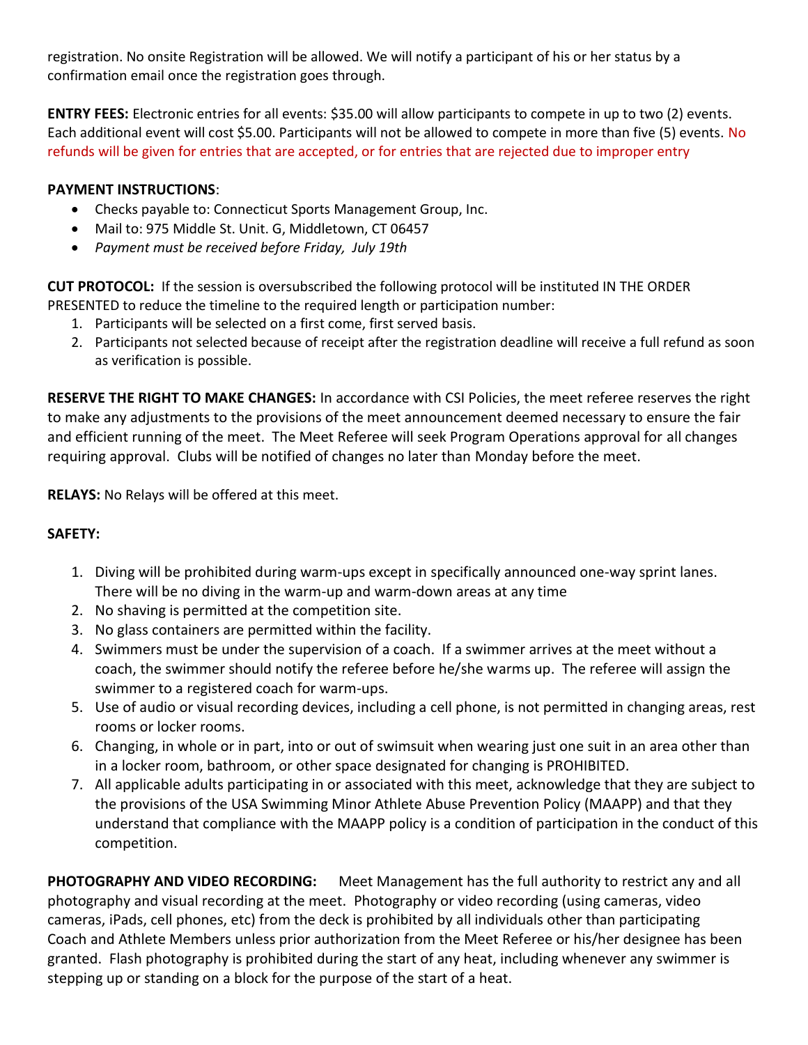registration. No onsite Registration will be allowed. We will notify a participant of his or her status by a confirmation email once the registration goes through.

**ENTRY FEES:** Electronic entries for all events: $35.00 will allow participants to compete in up to two (2) events. Each additional event will cost $5.00. Participants will not be allowed to compete in more than five (5) events. No refunds will be given for entries that are accepted, or for entries that are rejected due to improper entry

**PAYMENT INSTRUCTIONS**:

- Checks payable to: Connecticut Sports Management Group, Inc.
- Mail to: 975 Middle St. Unit. G, Middletown, CT 06457
- *Payment must be received before Friday, July 19th*

**CUT PROTOCOL:** If the session is oversubscribed the following protocol will be instituted IN THE ORDER PRESENTED to reduce the timeline to the required length or participation number:

1. Participants will be selected on a first come, first served basis.
2. Participants not selected because of receipt after the registration deadline will receive a full refund as soon as verification is possible.

**RESERVE THE RIGHT TO MAKE CHANGES:** In accordance with CSI Policies, the meet referee reserves the right to make any adjustments to the provisions of the meet announcement deemed necessary to ensure the fair and efficient running of the meet. The Meet Referee will seek Program Operations approval for all changes requiring approval. Clubs will be notified of changes no later than Monday before the meet.

**RELAYS:** No Relays will be offered at this meet.

**SAFETY:**

1. Diving will be prohibited during warm-ups except in specifically announced one-way sprint lanes. There will be no diving in the warm-up and warm-down areas at any time
2. No shaving is permitted at the competition site.
3. No glass containers are permitted within the facility.
4. Swimmers must be under the supervision of a coach. If a swimmer arrives at the meet without a coach, the swimmer should notify the referee before he/she warms up. The referee will assign the swimmer to a registered coach for warm-ups.
5. Use of audio or visual recording devices, including a cell phone, is not permitted in changing areas, rest rooms or locker rooms.
6. Changing, in whole or in part, into or out of swimsuit when wearing just one suit in an area other than in a locker room, bathroom, or other space designated for changing is PROHIBITED.
7. All applicable adults participating in or associated with this meet, acknowledge that they are subject to the provisions of the USA Swimming Minor Athlete Abuse Prevention Policy (MAAPP) and that they understand that compliance with the MAAPP policy is a condition of participation in the conduct of this competition.

**PHOTOGRAPHY AND VIDEO RECORDING:** Meet Management has the full authority to restrict any and all photography and visual recording at the meet. Photography or video recording (using cameras, video cameras, iPads, cell phones, etc) from the deck is prohibited by all individuals other than participating Coach and Athlete Members unless prior authorization from the Meet Referee or his/her designee has been granted. Flash photography is prohibited during the start of any heat, including whenever any swimmer is stepping up or standing on a block for the purpose of the start of a heat.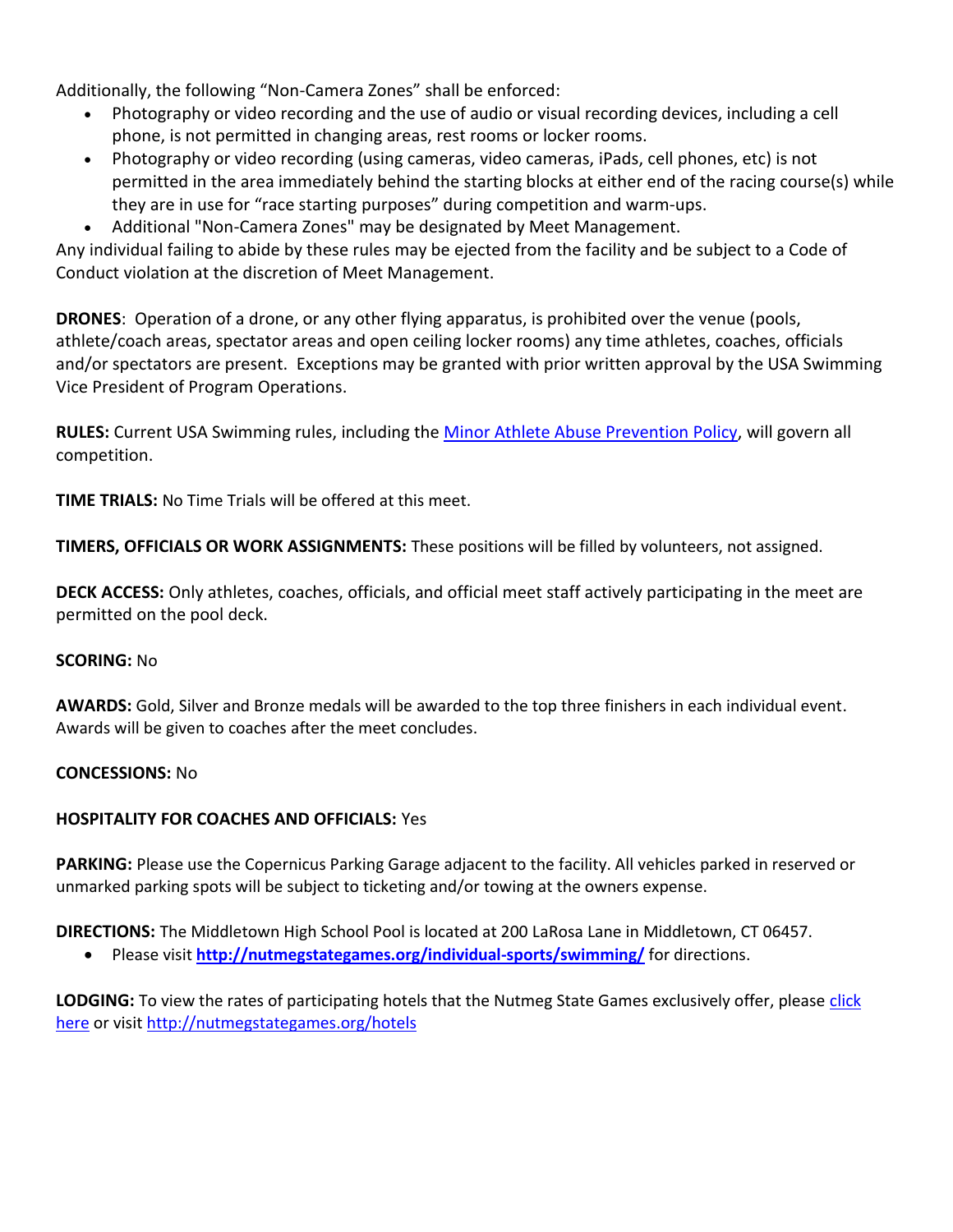Additionally, the following "Non-Camera Zones" shall be enforced:

- Photography or video recording and the use of audio or visual recording devices, including a cell phone, is not permitted in changing areas, rest rooms or locker rooms.
- Photography or video recording (using cameras, video cameras, iPads, cell phones, etc) is not permitted in the area immediately behind the starting blocks at either end of the racing course(s) while they are in use for "race starting purposes" during competition and warm-ups.
- Additional "Non-Camera Zones" may be designated by Meet Management.

Any individual failing to abide by these rules may be ejected from the facility and be subject to a Code of Conduct violation at the discretion of Meet Management.

**DRONES**: Operation of a drone, or any other flying apparatus, is prohibited over the venue (pools, athlete/coach areas, spectator areas and open ceiling locker rooms) any time athletes, coaches, officials and/or spectators are present. Exceptions may be granted with prior written approval by the USA Swimming Vice President of Program Operations.

**RULES:** Current USA Swimming rules, including the Minor Athlete Abuse Prevention Policy, will govern all competition.

**TIME TRIALS:** No Time Trials will be offered at this meet.

**TIMERS, OFFICIALS OR WORK ASSIGNMENTS:** These positions will be filled by volunteers, not assigned.

**DECK ACCESS:** Only athletes, coaches, officials, and official meet staff actively participating in the meet are permitted on the pool deck.

**SCORING:** No

**AWARDS:** Gold, Silver and Bronze medals will be awarded to the top three finishers in each individual event. Awards will be given to coaches after the meet concludes.

**CONCESSIONS:** No

**HOSPITALITY FOR COACHES AND OFFICIALS:** Yes

**PARKING:** Please use the Copernicus Parking Garage adjacent to the facility. All vehicles parked in reserved or unmarked parking spots will be subject to ticketing and/or towing at the owners expense.

**DIRECTIONS:** The Middletown High School Pool is located at 200 LaRosa Lane in Middletown, CT 06457.

- Please visit **http://nutmegstategames.org/individual-sports/swimming/** for directions.

**LODGING:** To view the rates of participating hotels that the Nutmeg State Games exclusively offer, please click here or visit http://nutmegstategames.org/hotels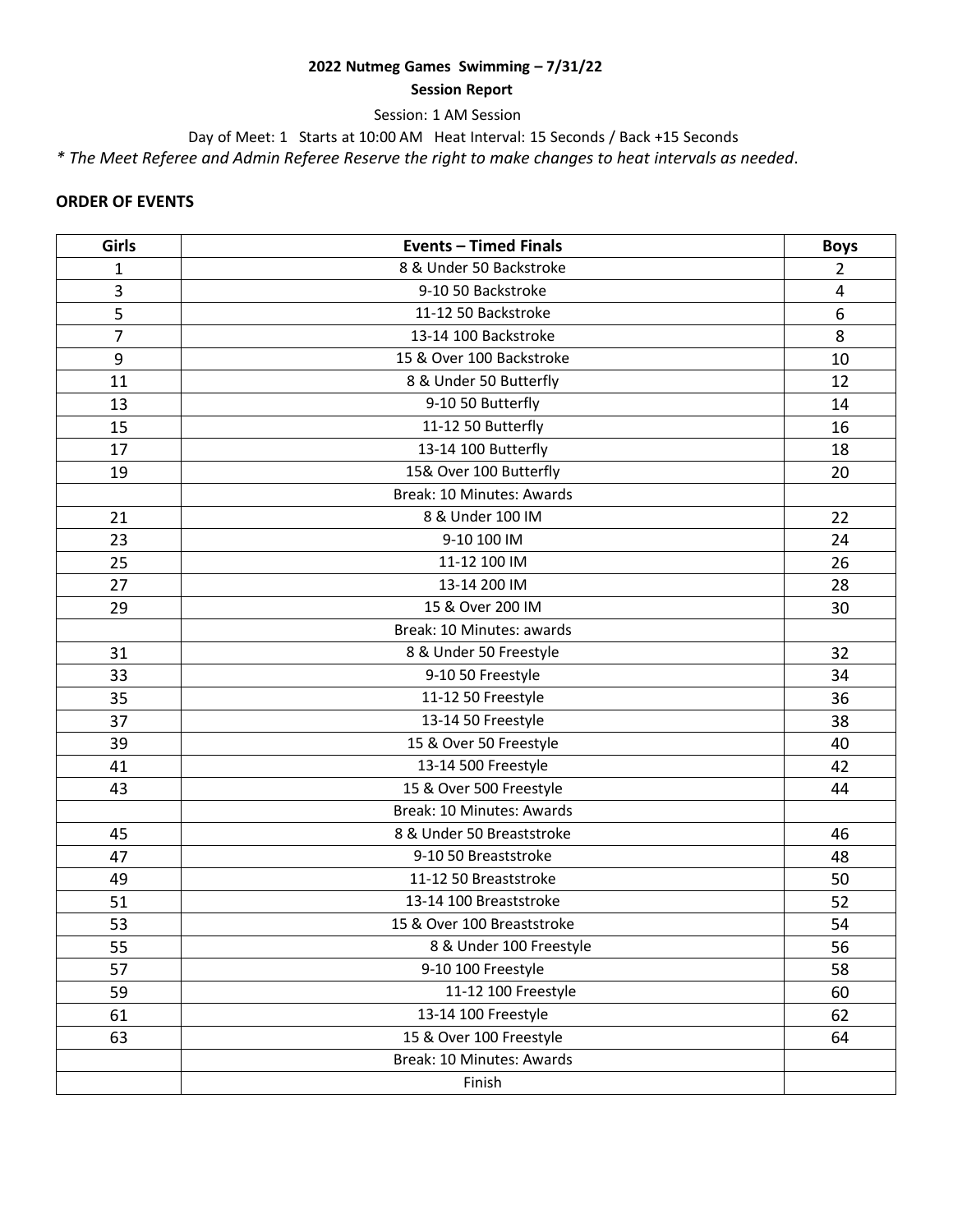**2022 Nutmeg Games Swimming – 7/31/22**

**Session Report**

Session: 1 AM Session

Day of Meet: 1 Starts at 10:00 AM Heat Interval: 15 Seconds / Back +15 Seconds

*\* The Meet Referee and Admin Referee Reserve the right to make changes to heat intervals as needed*.

**ORDER OF EVENTS**

| Girls | Events – Timed Finals | Boys |
|---|---|---|
| 1 | 8 & Under 50 Backstroke | 2 |
| 3 | 9-10 50 Backstroke | 4 |
| 5 | 11-12 50 Backstroke | 6 |
| 7 | 13-14 100 Backstroke | 8 |
| 9 | 15 & Over 100 Backstroke | 10 |
| 11 | 8 & Under 50 Butterfly | 12 |
| 13 | 9-10 50 Butterfly | 14 |
| 15 | 11-12 50 Butterfly | 16 |
| 17 | 13-14 100 Butterfly | 18 |
| 19 | 15& Over 100 Butterfly | 20 |
| | Break: 10 Minutes: Awards | |
| 21 | 8 & Under 100 IM | 22 |
| 23 | 9-10 100 IM | 24 |
| 25 | 11-12 100 IM | 26 |
| 27 | 13-14 200 IM | 28 |
| 29 | 15 & Over 200 IM | 30 |
| | Break: 10 Minutes: awards | |
| 31 | 8 & Under 50 Freestyle | 32 |
| 33 | 9-10 50 Freestyle | 34 |
| 35 | 11-12 50 Freestyle | 36 |
| 37 | 13-14 50 Freestyle | 38 |
| 39 | 15 & Over 50 Freestyle | 40 |
| 41 | 13-14 500 Freestyle | 42 |
| 43 | 15 & Over 500 Freestyle | 44 |
| | Break: 10 Minutes: Awards | |
| 45 | 8 & Under 50 Breaststroke | 46 |
| 47 | 9-10 50 Breaststroke | 48 |
| 49 | 11-12 50 Breaststroke | 50 |
| 51 | 13-14 100 Breaststroke | 52 |
| 53 | 15 & Over 100 Breaststroke | 54 |
| 55 | 8 & Under 100 Freestyle | 56 |
| 57 | 9-10 100 Freestyle | 58 |
| 59 | 11-12 100 Freestyle | 60 |
| 61 | 13-14 100 Freestyle | 62 |
| 63 | 15 & Over 100 Freestyle | 64 |
| | Break: 10 Minutes: Awards | |
| | Finish | |